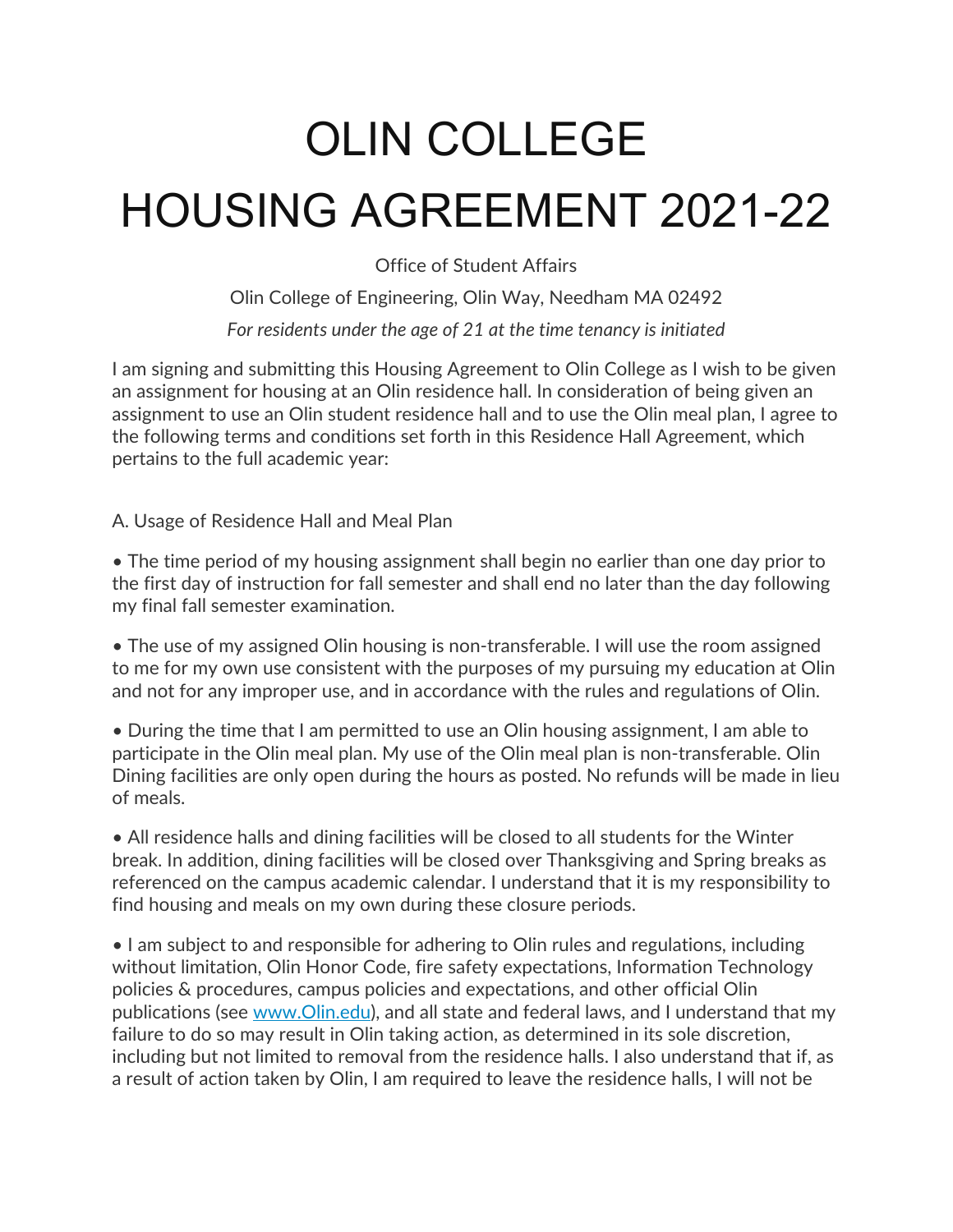# OLIN COLLEGE HOUSING AGREEMENT 2021-22

Office of Student Affairs

Olin College of Engineering, Olin Way, Needham MA 02492

*For residents under the age of 21 at the time tenancy is initiated*

I am signing and submitting this Housing Agreement to Olin College as I wish to be given an assignment for housing at an Olin residence hall. In consideration of being given an assignment to use an Olin student residence hall and to use the Olin meal plan, I agree to the following terms and conditions set forth in this Residence Hall Agreement, which pertains to the full academic year:

A. Usage of Residence Hall and Meal Plan

- The time period of my housing assignment shall begin no earlier than one day prior to the first day of instruction for fall semester and shall end no later than the day following my final fall semester examination.

- The use of my assigned Olin housing is non-transferable. I will use the room assigned to me for my own use consistent with the purposes of my pursuing my education at Olin and not for any improper use, and in accordance with the rules and regulations of Olin.

- During the time that I am permitted to use an Olin housing assignment, I am able to participate in the Olin meal plan. My use of the Olin meal plan is non-transferable. Olin Dining facilities are only open during the hours as posted. No refunds will be made in lieu of meals.

- All residence halls and dining facilities will be closed to all students for the Winter break. In addition, dining facilities will be closed over Thanksgiving and Spring breaks as referenced on the campus academic calendar. I understand that it is my responsibility to find housing and meals on my own during these closure periods.

- I am subject to and responsible for adhering to Olin rules and regulations, including without limitation, Olin Honor Code, fire safety expectations, Information Technology policies & procedures, campus policies and expectations, and other official Olin publications (see [www.Olin.edu](http://www.Olin.edu)), and all state and federal laws, and I understand that my failure to do so may result in Olin taking action, as determined in its sole discretion, including but not limited to removal from the residence halls. I also understand that if, as a result of action taken by Olin, I am required to leave the residence halls, I will not be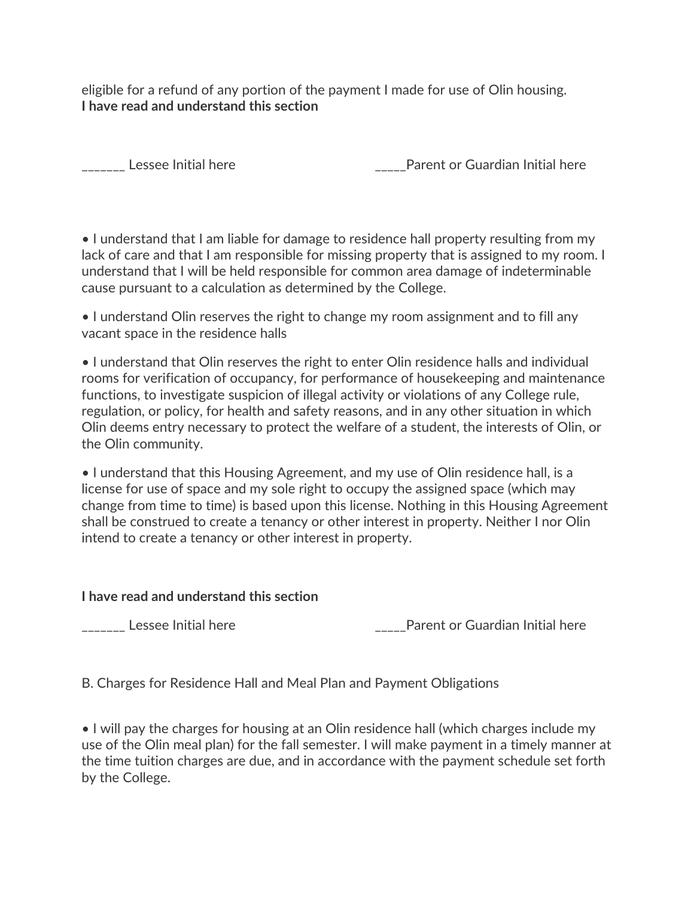eligible for a refund of any portion of the payment I made for use of Olin housing.
**I have read and understand this section**

_______ Lessee Initial here _____Parent or Guardian Initial here

• I understand that I am liable for damage to residence hall property resulting from my lack of care and that I am responsible for missing property that is assigned to my room. I understand that I will be held responsible for common area damage of indeterminable cause pursuant to a calculation as determined by the College.

• I understand Olin reserves the right to change my room assignment and to fill any vacant space in the residence halls

• I understand that Olin reserves the right to enter Olin residence halls and individual rooms for verification of occupancy, for performance of housekeeping and maintenance functions, to investigate suspicion of illegal activity or violations of any College rule, regulation, or policy, for health and safety reasons, and in any other situation in which Olin deems entry necessary to protect the welfare of a student, the interests of Olin, or the Olin community.

• I understand that this Housing Agreement, and my use of Olin residence hall, is a license for use of space and my sole right to occupy the assigned space (which may change from time to time) is based upon this license. Nothing in this Housing Agreement shall be construed to create a tenancy or other interest in property. Neither I nor Olin intend to create a tenancy or other interest in property.

**I have read and understand this section**

_______ Lessee Initial here _____Parent or Guardian Initial here

B. Charges for Residence Hall and Meal Plan and Payment Obligations

• I will pay the charges for housing at an Olin residence hall (which charges include my use of the Olin meal plan) for the fall semester. I will make payment in a timely manner at the time tuition charges are due, and in accordance with the payment schedule set forth by the College.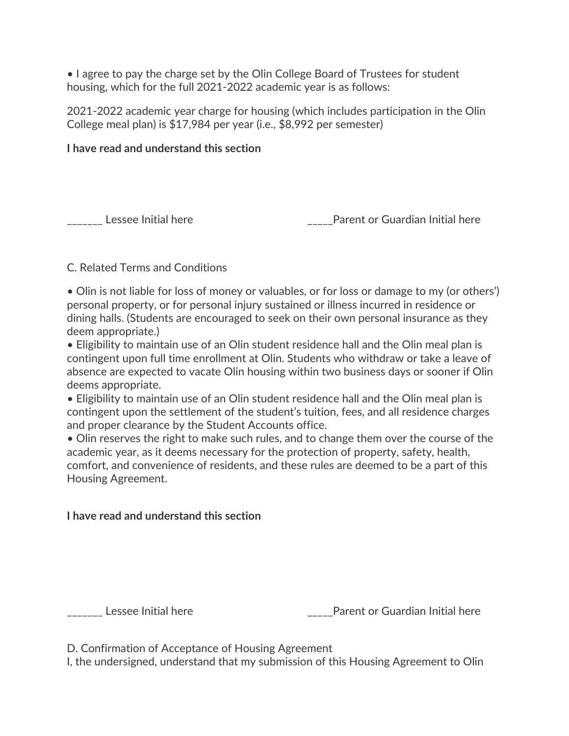• I agree to pay the charge set by the Olin College Board of Trustees for student housing, which for the full 2021-2022 academic year is as follows:

2021-2022 academic year charge for housing (which includes participation in the Olin College meal plan) is $17,984 per year (i.e., $8,992 per semester)

**I have read and understand this section**

_______ Lessee Initial here _____Parent or Guardian Initial here

C. Related Terms and Conditions

• Olin is not liable for loss of money or valuables, or for loss or damage to my (or others') personal property, or for personal injury sustained or illness incurred in residence or dining halls. (Students are encouraged to seek on their own personal insurance as they deem appropriate.)
• Eligibility to maintain use of an Olin student residence hall and the Olin meal plan is contingent upon full time enrollment at Olin. Students who withdraw or take a leave of absence are expected to vacate Olin housing within two business days or sooner if Olin deems appropriate.
• Eligibility to maintain use of an Olin student residence hall and the Olin meal plan is contingent upon the settlement of the student's tuition, fees, and all residence charges and proper clearance by the Student Accounts office.
• Olin reserves the right to make such rules, and to change them over the course of the academic year, as it deems necessary for the protection of property, safety, health, comfort, and convenience of residents, and these rules are deemed to be a part of this Housing Agreement.

**I have read and understand this section**

_______ Lessee Initial here _____Parent or Guardian Initial here

D. Confirmation of Acceptance of Housing Agreement
I, the undersigned, understand that my submission of this Housing Agreement to Olin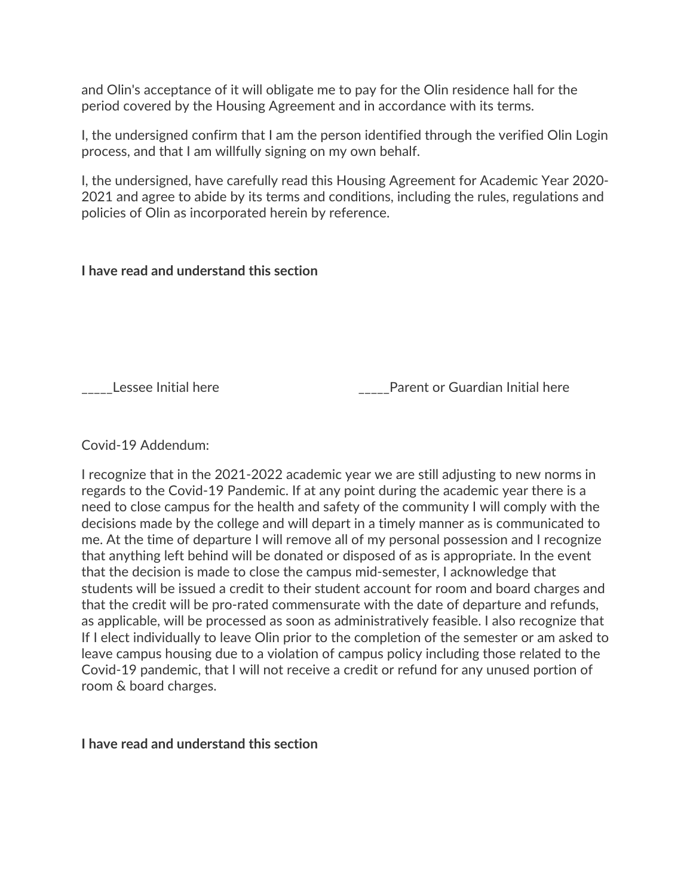and Olin's acceptance of it will obligate me to pay for the Olin residence hall for the period covered by the Housing Agreement and in accordance with its terms.

I, the undersigned confirm that I am the person identified through the verified Olin Login process, and that I am willfully signing on my own behalf.

I, the undersigned, have carefully read this Housing Agreement for Academic Year 2020-2021 and agree to abide by its terms and conditions, including the rules, regulations and policies of Olin as incorporated herein by reference.

**I have read and understand this section**

_____Lessee Initial here                    _____Parent or Guardian Initial here

Covid-19 Addendum:

I recognize that in the 2021-2022 academic year we are still adjusting to new norms in regards to the Covid-19 Pandemic. If at any point during the academic year there is a need to close campus for the health and safety of the community I will comply with the decisions made by the college and will depart in a timely manner as is communicated to me. At the time of departure I will remove all of my personal possession and I recognize that anything left behind will be donated or disposed of as is appropriate. In the event that the decision is made to close the campus mid-semester, I acknowledge that students will be issued a credit to their student account for room and board charges and that the credit will be pro-rated commensurate with the date of departure and refunds, as applicable, will be processed as soon as administratively feasible. I also recognize that If I elect individually to leave Olin prior to the completion of the semester or am asked to leave campus housing due to a violation of campus policy including those related to the Covid-19 pandemic, that I will not receive a credit or refund for any unused portion of room & board charges.

**I have read and understand this section**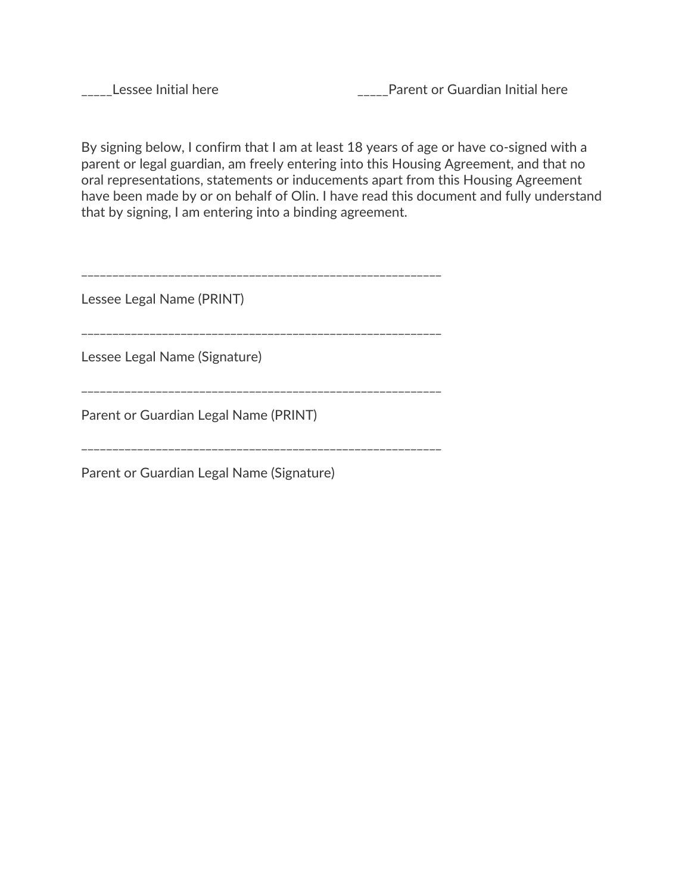_____Lessee Initial here _____Parent or Guardian Initial here

By signing below, I confirm that I am at least 18 years of age or have co-signed with a parent or legal guardian, am freely entering into this Housing Agreement, and that no oral representations, statements or inducements apart from this Housing Agreement have been made by or on behalf of Olin. I have read this document and fully understand that by signing, I am entering into a binding agreement.

_____________________________________________________

Lessee Legal Name (PRINT)

_____________________________________________________

Lessee Legal Name (Signature)

_____________________________________________________

Parent or Guardian Legal Name (PRINT)

_____________________________________________________

Parent or Guardian Legal Name (Signature)